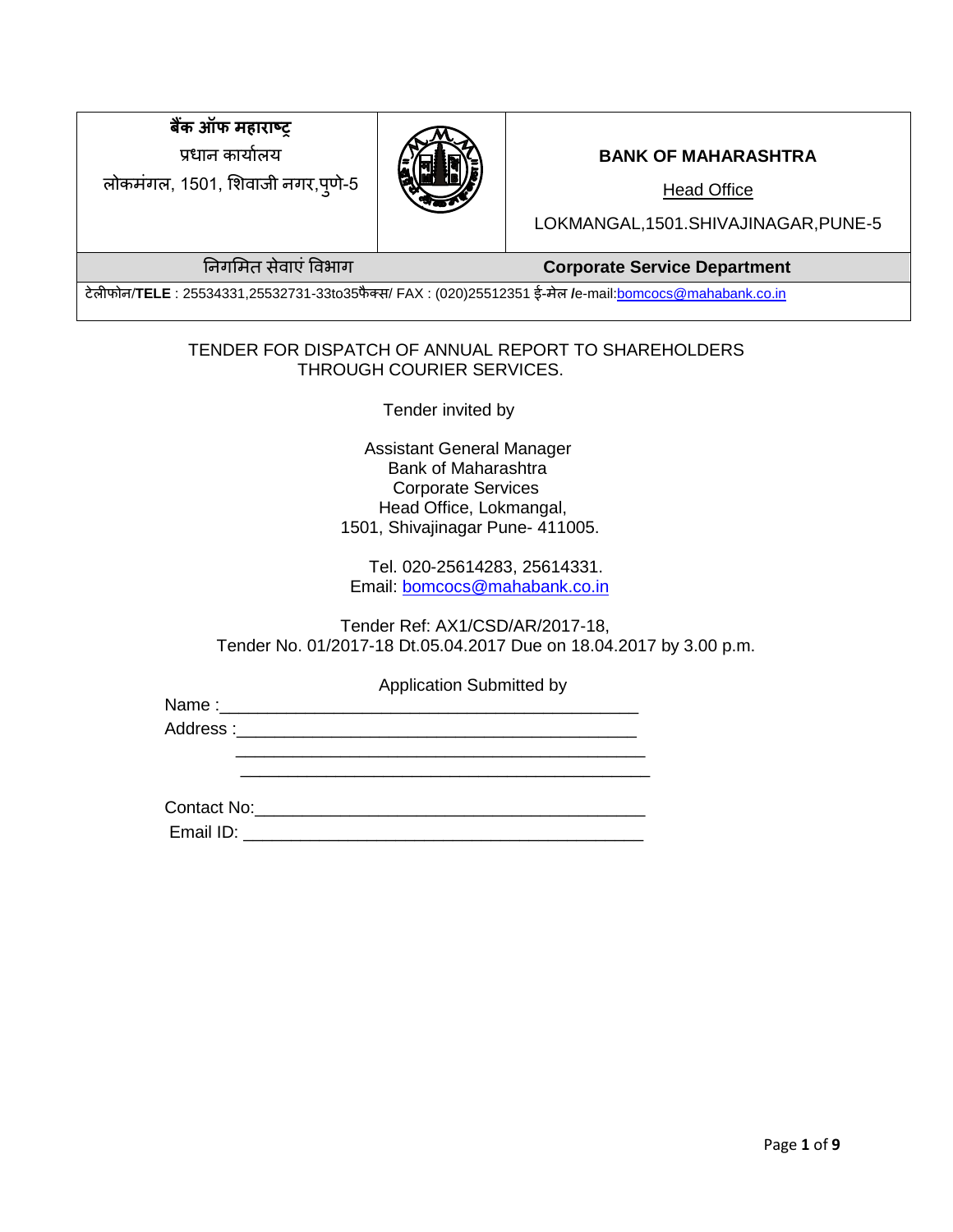| बैंक ऑफ महाराष्ट्र<br>प्रधान कार्यालय<br>लोकमंगल, 1501, शिवाजी नगर,पुणे-5 | | **BANK OF MAHARASHTRA**<br>Head Office<br>LOKMANGAL,1501.SHIVAJINAGAR,PUNE-5 |
|---|---|---|
| निगमित सेवाएं विभाग | | **Corporate Service Department** |

टेलीफोन/**TELE** : 25534331,25532731-33to35फैक्स/ FAX : (020)25512351 ई-मेल **/**e-mail:bomcocs@mahabank.co.in

TENDER FOR DISPATCH OF ANNUAL REPORT TO SHAREHOLDERS THROUGH COURIER SERVICES.

Tender invited by

Assistant General Manager
Bank of Maharashtra
Corporate Services
Head Office, Lokmangal,
1501, Shivajinagar Pune- 411005.

Tel. 020-25614283, 25614331.
Email: bomcocs@mahabank.co.in

Tender Ref: AX1/CSD/AR/2017-18,
Tender No. 01/2017-18 Dt.05.04.2017 Due on 18.04.2017 by 3.00 p.m.

Application Submitted by

Name :_____________________________________________

Address :___________________________________________

_____________________________________________

_____________________________________________

Contact No:_________________________________________

Email ID: __________________________________________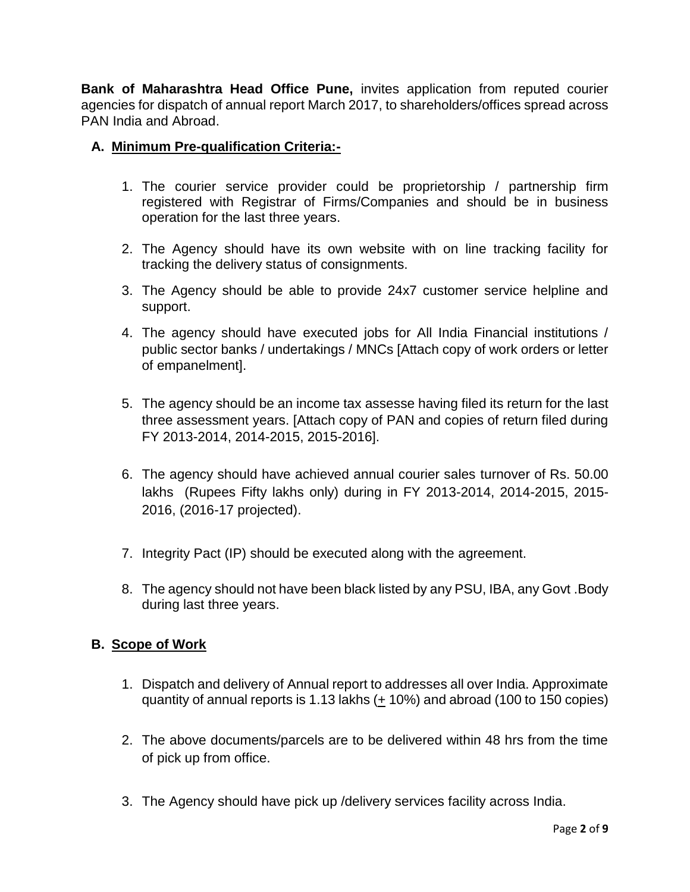**Bank of Maharashtra Head Office Pune,** invites application from reputed courier agencies for dispatch of annual report March 2017, to shareholders/offices spread across PAN India and Abroad.

## A. Minimum Pre-qualification Criteria:-

1. The courier service provider could be proprietorship / partnership firm registered with Registrar of Firms/Companies and should be in business operation for the last three years.
2. The Agency should have its own website with on line tracking facility for tracking the delivery status of consignments.
3. The Agency should be able to provide 24x7 customer service helpline and support.
4. The agency should have executed jobs for All India Financial institutions / public sector banks / undertakings / MNCs [Attach copy of work orders or letter of empanelment].
5. The agency should be an income tax assesse having filed its return for the last three assessment years. [Attach copy of PAN and copies of return filed during FY 2013-2014, 2014-2015, 2015-2016].
6. The agency should have achieved annual courier sales turnover of Rs. 50.00 lakhs (Rupees Fifty lakhs only) during in FY 2013-2014, 2014-2015, 2015-2016, (2016-17 projected).
7. Integrity Pact (IP) should be executed along with the agreement.
8. The agency should not have been black listed by any PSU, IBA, any Govt .Body during last three years.

## B. Scope of Work

1. Dispatch and delivery of Annual report to addresses all over India. Approximate quantity of annual reports is 1.13 lakhs (± 10%) and abroad (100 to 150 copies)
2. The above documents/parcels are to be delivered within 48 hrs from the time of pick up from office.
3. The Agency should have pick up /delivery services facility across India.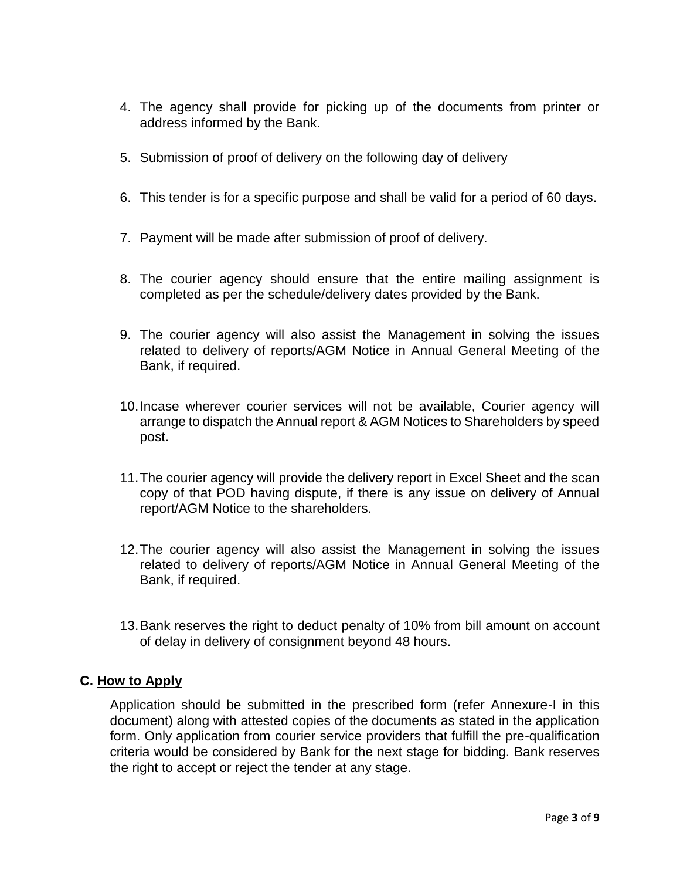4. The agency shall provide for picking up of the documents from printer or address informed by the Bank.

5. Submission of proof of delivery on the following day of delivery

6. This tender is for a specific purpose and shall be valid for a period of 60 days.

7. Payment will be made after submission of proof of delivery.

8. The courier agency should ensure that the entire mailing assignment is completed as per the schedule/delivery dates provided by the Bank.

9. The courier agency will also assist the Management in solving the issues related to delivery of reports/AGM Notice in Annual General Meeting of the Bank, if required.

10. Incase wherever courier services will not be available, Courier agency will arrange to dispatch the Annual report & AGM Notices to Shareholders by speed post.

11. The courier agency will provide the delivery report in Excel Sheet and the scan copy of that POD having dispute, if there is any issue on delivery of Annual report/AGM Notice to the shareholders.

12. The courier agency will also assist the Management in solving the issues related to delivery of reports/AGM Notice in Annual General Meeting of the Bank, if required.

13. Bank reserves the right to deduct penalty of 10% from bill amount on account of delay in delivery of consignment beyond 48 hours.

### C. <u>How to Apply</u>

Application should be submitted in the prescribed form (refer Annexure-I in this document) along with attested copies of the documents as stated in the application form. Only application from courier service providers that fulfill the pre-qualification criteria would be considered by Bank for the next stage for bidding. Bank reserves the right to accept or reject the tender at any stage.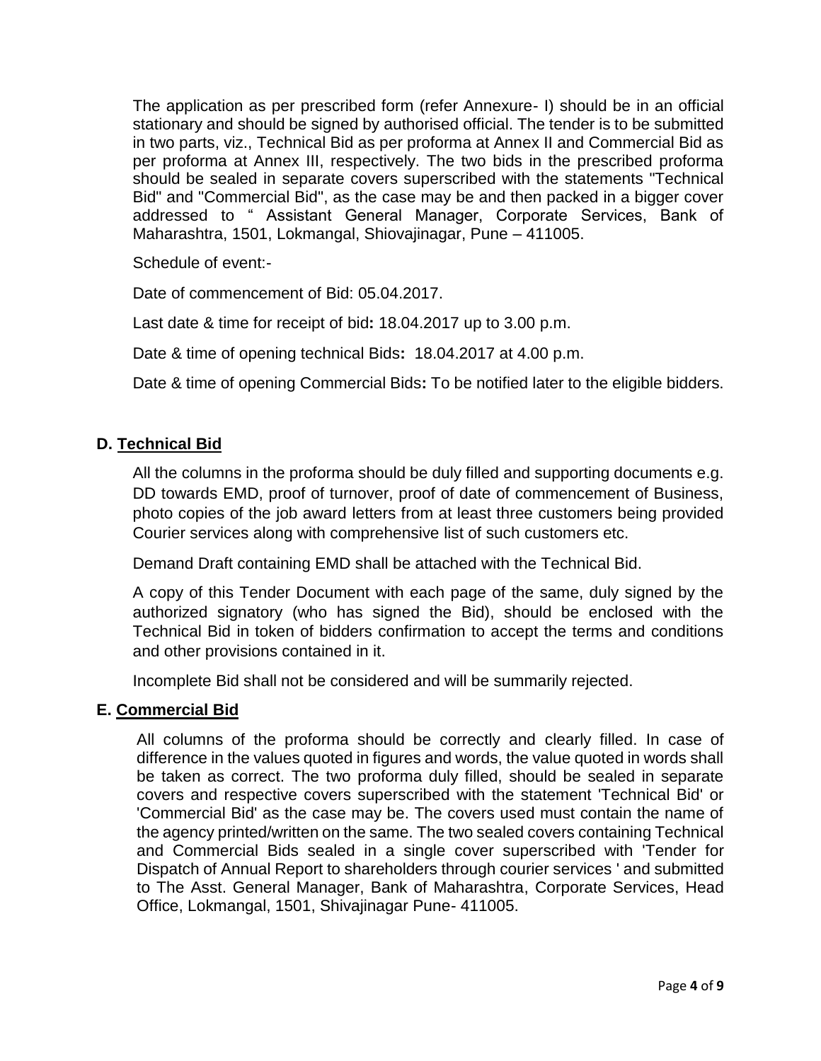The application as per prescribed form (refer Annexure- I) should be in an official stationary and should be signed by authorised official. The tender is to be submitted in two parts, viz., Technical Bid as per proforma at Annex II and Commercial Bid as per proforma at Annex III, respectively. The two bids in the prescribed proforma should be sealed in separate covers superscribed with the statements "Technical Bid" and "Commercial Bid", as the case may be and then packed in a bigger cover addressed to " Assistant General Manager, Corporate Services, Bank of Maharashtra, 1501, Lokmangal, Shiovajinagar, Pune – 411005.

Schedule of event:-

Date of commencement of Bid: 05.04.2017.

Last date & time for receipt of bid**:** 18.04.2017 up to 3.00 p.m.

Date & time of opening technical Bids**:** 18.04.2017 at 4.00 p.m.

Date & time of opening Commercial Bids**:** To be notified later to the eligible bidders.

## D. <u>Technical Bid</u>

All the columns in the proforma should be duly filled and supporting documents e.g. DD towards EMD, proof of turnover, proof of date of commencement of Business, photo copies of the job award letters from at least three customers being provided Courier services along with comprehensive list of such customers etc.

Demand Draft containing EMD shall be attached with the Technical Bid.

A copy of this Tender Document with each page of the same, duly signed by the authorized signatory (who has signed the Bid), should be enclosed with the Technical Bid in token of bidders confirmation to accept the terms and conditions and other provisions contained in it.

Incomplete Bid shall not be considered and will be summarily rejected.

## E. <u>Commercial Bid</u>

All columns of the proforma should be correctly and clearly filled. In case of difference in the values quoted in figures and words, the value quoted in words shall be taken as correct. The two proforma duly filled, should be sealed in separate covers and respective covers superscribed with the statement 'Technical Bid' or 'Commercial Bid' as the case may be. The covers used must contain the name of the agency printed/written on the same. The two sealed covers containing Technical and Commercial Bids sealed in a single cover superscribed with 'Tender for Dispatch of Annual Report to shareholders through courier services ' and submitted to The Asst. General Manager, Bank of Maharashtra, Corporate Services, Head Office, Lokmangal, 1501, Shivajinagar Pune- 411005.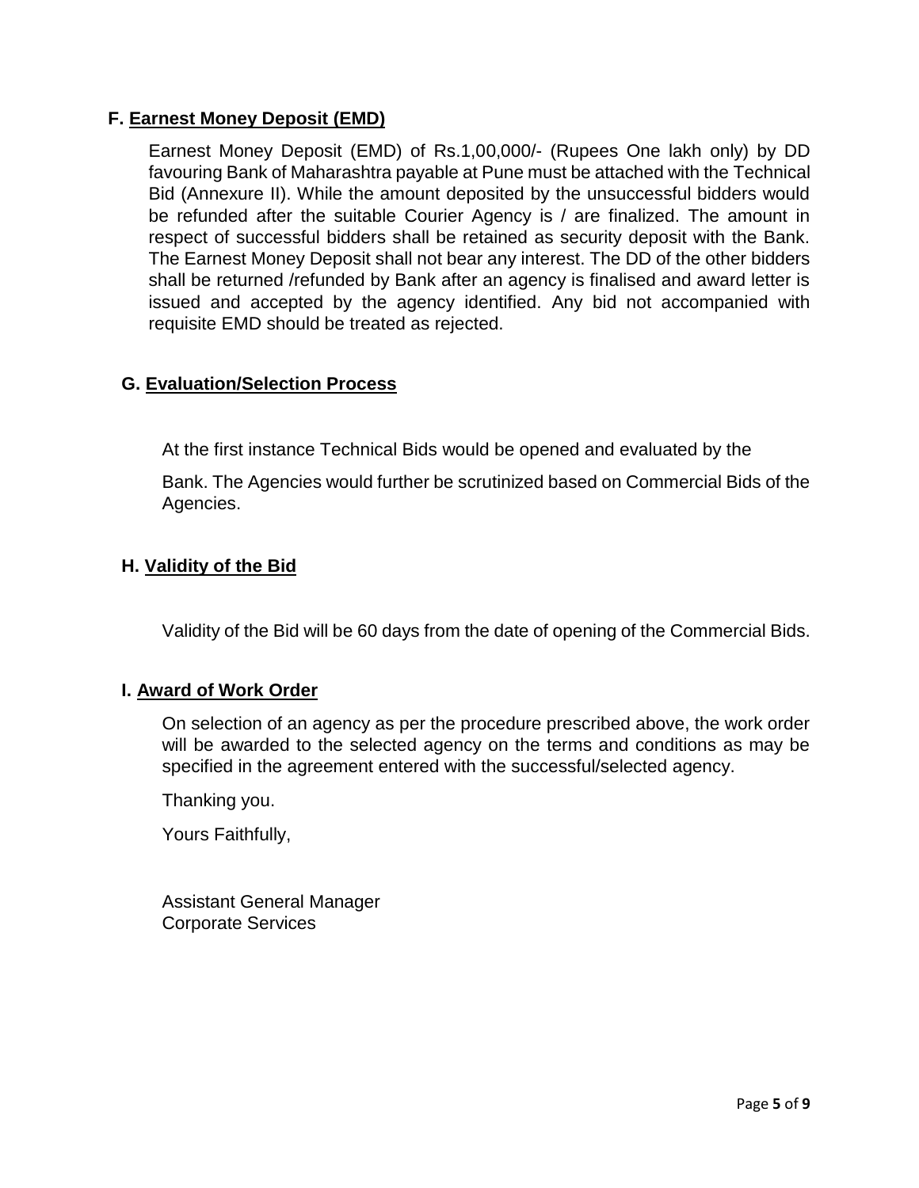## F. Earnest Money Deposit (EMD)

Earnest Money Deposit (EMD) of Rs.1,00,000/- (Rupees One lakh only) by DD favouring Bank of Maharashtra payable at Pune must be attached with the Technical Bid (Annexure II). While the amount deposited by the unsuccessful bidders would be refunded after the suitable Courier Agency is / are finalized. The amount in respect of successful bidders shall be retained as security deposit with the Bank. The Earnest Money Deposit shall not bear any interest. The DD of the other bidders shall be returned /refunded by Bank after an agency is finalised and award letter is issued and accepted by the agency identified. Any bid not accompanied with requisite EMD should be treated as rejected.

## G. Evaluation/Selection Process

At the first instance Technical Bids would be opened and evaluated by the

Bank. The Agencies would further be scrutinized based on Commercial Bids of the Agencies.

## H. Validity of the Bid

Validity of the Bid will be 60 days from the date of opening of the Commercial Bids.

## I. Award of Work Order

On selection of an agency as per the procedure prescribed above, the work order will be awarded to the selected agency on the terms and conditions as may be specified in the agreement entered with the successful/selected agency.

Thanking you.

Yours Faithfully,

Assistant General Manager
Corporate Services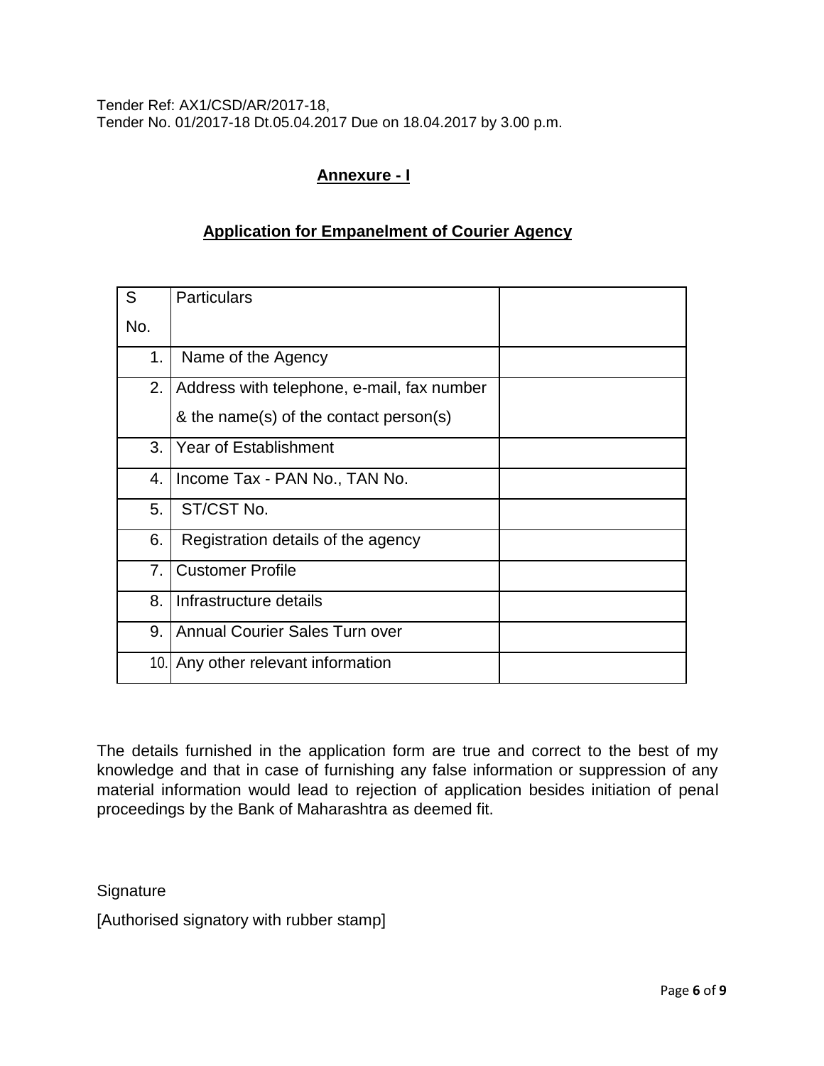Tender Ref: AX1/CSD/AR/2017-18,
Tender No. 01/2017-18 Dt.05.04.2017 Due on 18.04.2017 by 3.00 p.m.

## Annexure - I

## Application for Empanelment of Courier Agency

| S No. | Particulars | |
|---|---|---|
| 1. | Name of the Agency | |
| 2. | Address with telephone, e-mail, fax number & the name(s) of the contact person(s) | |
| 3. | Year of Establishment | |
| 4. | Income Tax - PAN No., TAN No. | |
| 5. | ST/CST No. | |
| 6. | Registration details of the agency | |
| 7. | Customer Profile | |
| 8. | Infrastructure details | |
| 9. | Annual Courier Sales Turn over | |
| 10. | Any other relevant information | |

The details furnished in the application form are true and correct to the best of my knowledge and that in case of furnishing any false information or suppression of any material information would lead to rejection of application besides initiation of penal proceedings by the Bank of Maharashtra as deemed fit.

Signature

[Authorised signatory with rubber stamp]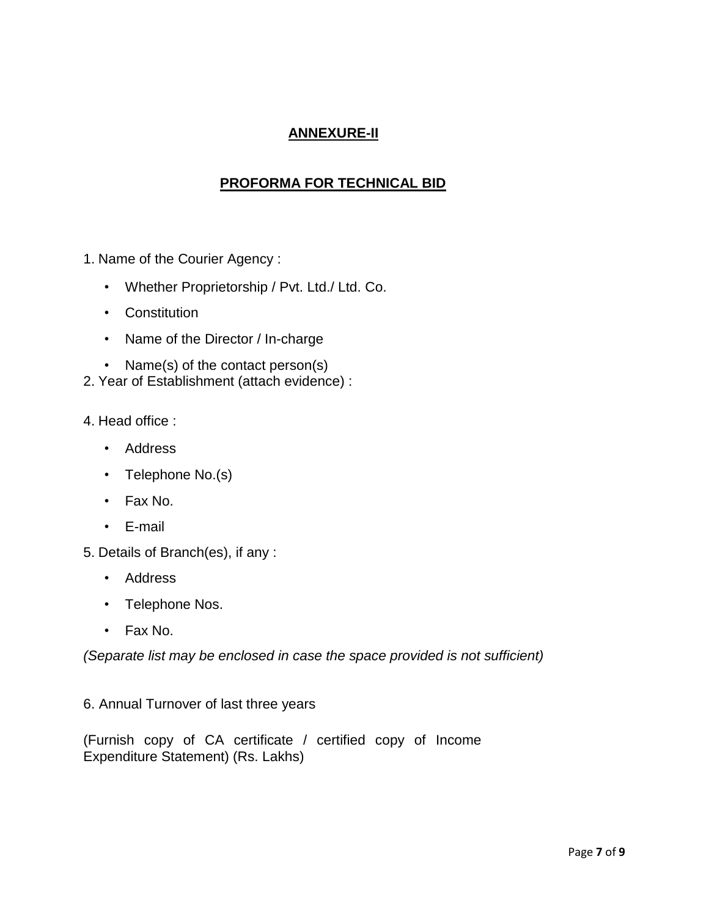## ANNEXURE-II

## PROFORMA FOR TECHNICAL BID

1. Name of the Courier Agency :
    - Whether Proprietorship / Pvt. Ltd./ Ltd. Co.
    - Constitution
    - Name of the Director / In-charge
    - Name(s) of the contact person(s)

2. Year of Establishment (attach evidence) :

4. Head office :
    - Address
    - Telephone No.(s)
    - Fax No.
    - E-mail

5. Details of Branch(es), if any :
    - Address
    - Telephone Nos.
    - Fax No.

*(Separate list may be enclosed in case the space provided is not sufficient)*

6. Annual Turnover of last three years

(Furnish copy of CA certificate / certified copy of Income Expenditure Statement) (Rs. Lakhs)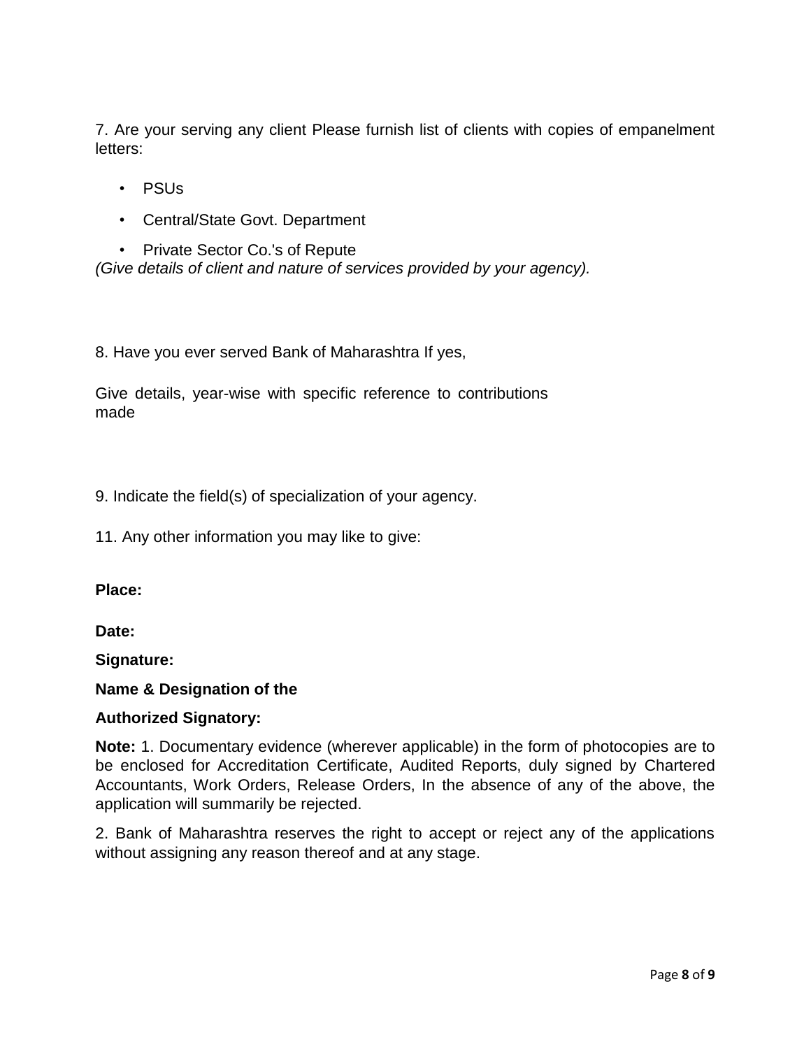7. Are your serving any client Please furnish list of clients with copies of empanelment letters:

- PSUs
- Central/State Govt. Department
- Private Sector Co.'s of Repute

*(Give details of client and nature of services provided by your agency).*

8. Have you ever served Bank of Maharashtra If yes,

Give details, year-wise with specific reference to contributions made

9. Indicate the field(s) of specialization of your agency.

11. Any other information you may like to give:

**Place:**

**Date:**

**Signature:**

**Name & Designation of the**

**Authorized Signatory:**

**Note:** 1. Documentary evidence (wherever applicable) in the form of photocopies are to be enclosed for Accreditation Certificate, Audited Reports, duly signed by Chartered Accountants, Work Orders, Release Orders, In the absence of any of the above, the application will summarily be rejected.

2. Bank of Maharashtra reserves the right to accept or reject any of the applications without assigning any reason thereof and at any stage.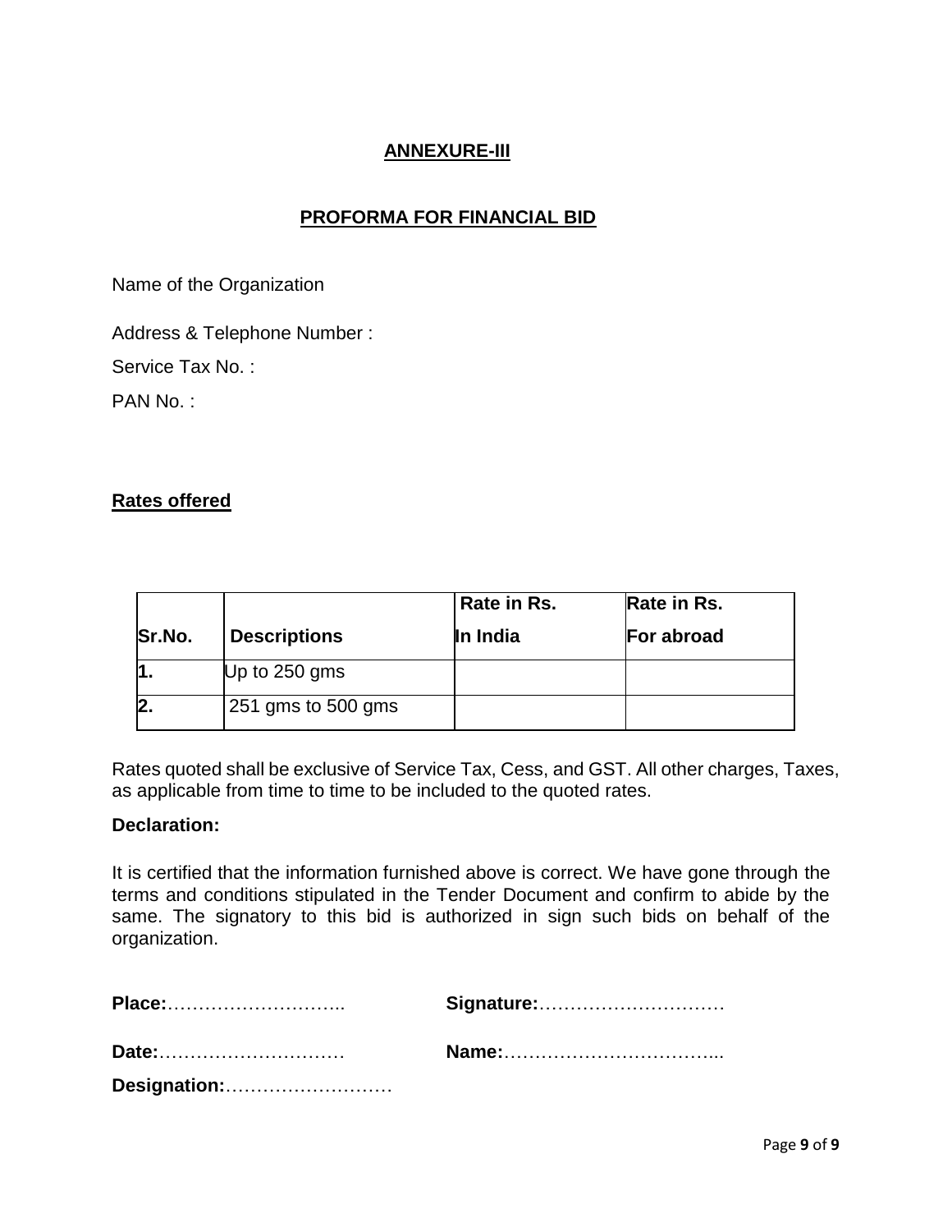## ANNEXURE-III

## PROFORMA FOR FINANCIAL BID

Name of the Organization

Address & Telephone Number :

Service Tax No. :

PAN No. :

**Rates offered**

| Sr.No. | Descriptions | Rate in Rs. In India | Rate in Rs. For abroad |
|---|---|---|---|
| **1.** | Up to 250 gms | | |
| **2.** | 251 gms to 500 gms | | |

Rates quoted shall be exclusive of Service Tax, Cess, and GST. All other charges, Taxes, as applicable from time to time to be included to the quoted rates.

**Declaration:**

It is certified that the information furnished above is correct. We have gone through the terms and conditions stipulated in the Tender Document and confirm to abide by the same. The signatory to this bid is authorized in sign such bids on behalf of the organization.

**Place:**………………………..  **Signature:**…………………………

**Date:**…………………………  **Name:**……………………………...

**Designation:**………………………